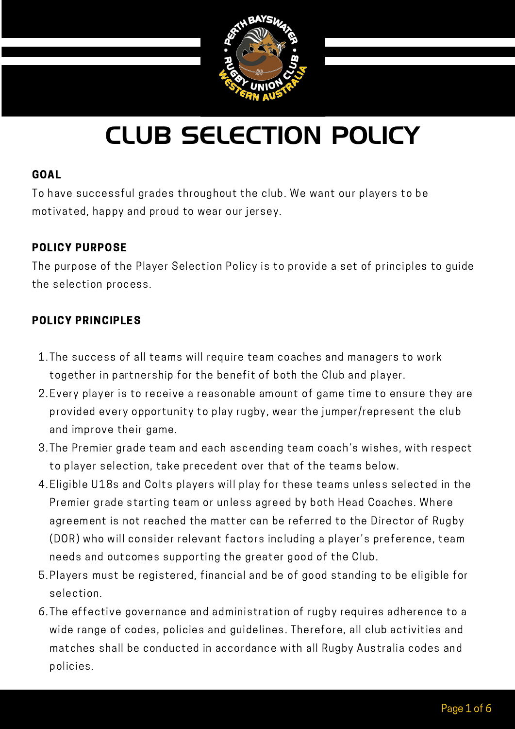# CLUB SELECTION POLICY

## GOAL

To have successful grades throughout the club. We want our players to be motivated, happy and proud to wear our jersey.

## POLICY PURPOSE

The purpose of the Player Selection Policy is to provide a set of principles to guide the selection process.

## POLICY PRINCIPLES

1. The success of all teams will require team coaches and managers to work together in partnership for the benefit of both the Club and player.
2. Every player is to receive a reasonable amount of game time to ensure they are provided every opportunity to play rugby, wear the jumper/represent the club and improve their game.
3. The Premier grade team and each ascending team coach's wishes, with respect to player selection, take precedent over that of the teams below.
4. Eligible U18s and Colts players will play for these teams unless selected in the Premier grade starting team or unless agreed by both Head Coaches. Where agreement is not reached the matter can be referred to the Director of Rugby (DOR) who will consider relevant factors including a player's preference, team needs and outcomes supporting the greater good of the Club.
5. Players must be registered, financial and be of good standing to be eligible for selection.
6. The effective governance and administration of rugby requires adherence to a wide range of codes, policies and guidelines. Therefore, all club activities and matches shall be conducted in accordance with all Rugby Australia codes and policies.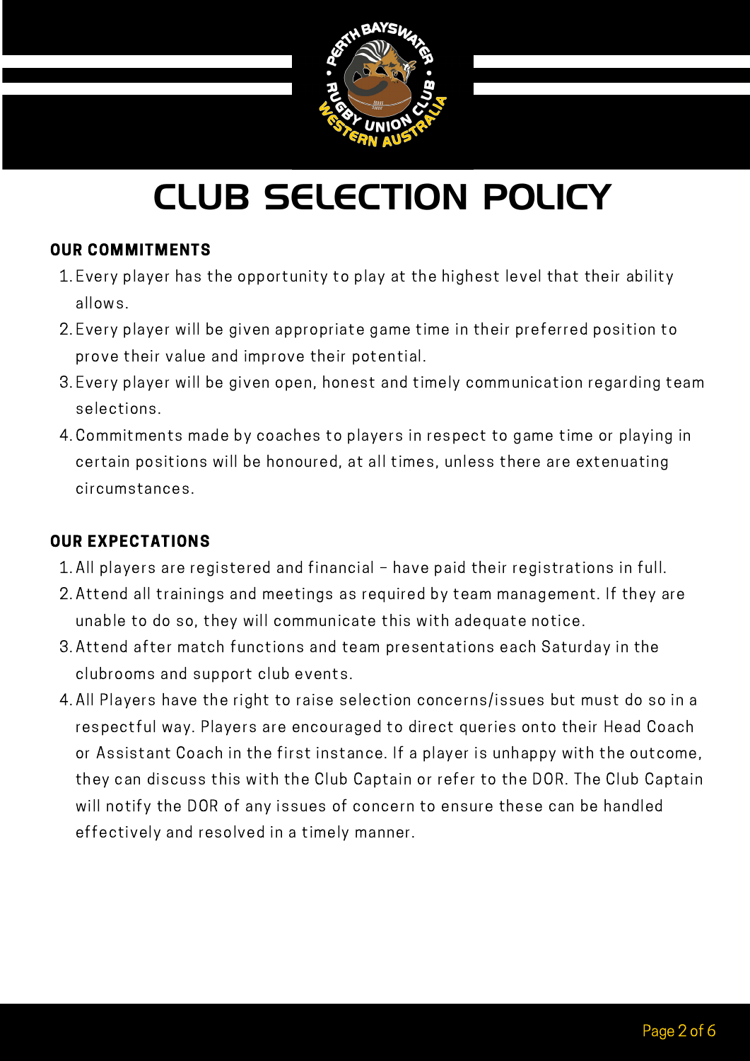# CLUB SELECTION POLICY

## OUR COMMITMENTS

1. Every player has the opportunity to play at the highest level that their ability allows.
2. Every player will be given appropriate game time in their preferred position to prove their value and improve their potential.
3. Every player will be given open, honest and timely communication regarding team selections.
4. Commitments made by coaches to players in respect to game time or playing in certain positions will be honoured, at all times, unless there are extenuating circumstances.

## OUR EXPECTATIONS

1. All players are registered and financial – have paid their registrations in full.
2. Attend all trainings and meetings as required by team management. If they are unable to do so, they will communicate this with adequate notice.
3. Attend after match functions and team presentations each Saturday in the clubrooms and support club events.
4. All Players have the right to raise selection concerns/issues but must do so in a respectful way. Players are encouraged to direct queries onto their Head Coach or Assistant Coach in the first instance. If a player is unhappy with the outcome, they can discuss this with the Club Captain or refer to the DOR. The Club Captain will notify the DOR of any issues of concern to ensure these can be handled effectively and resolved in a timely manner.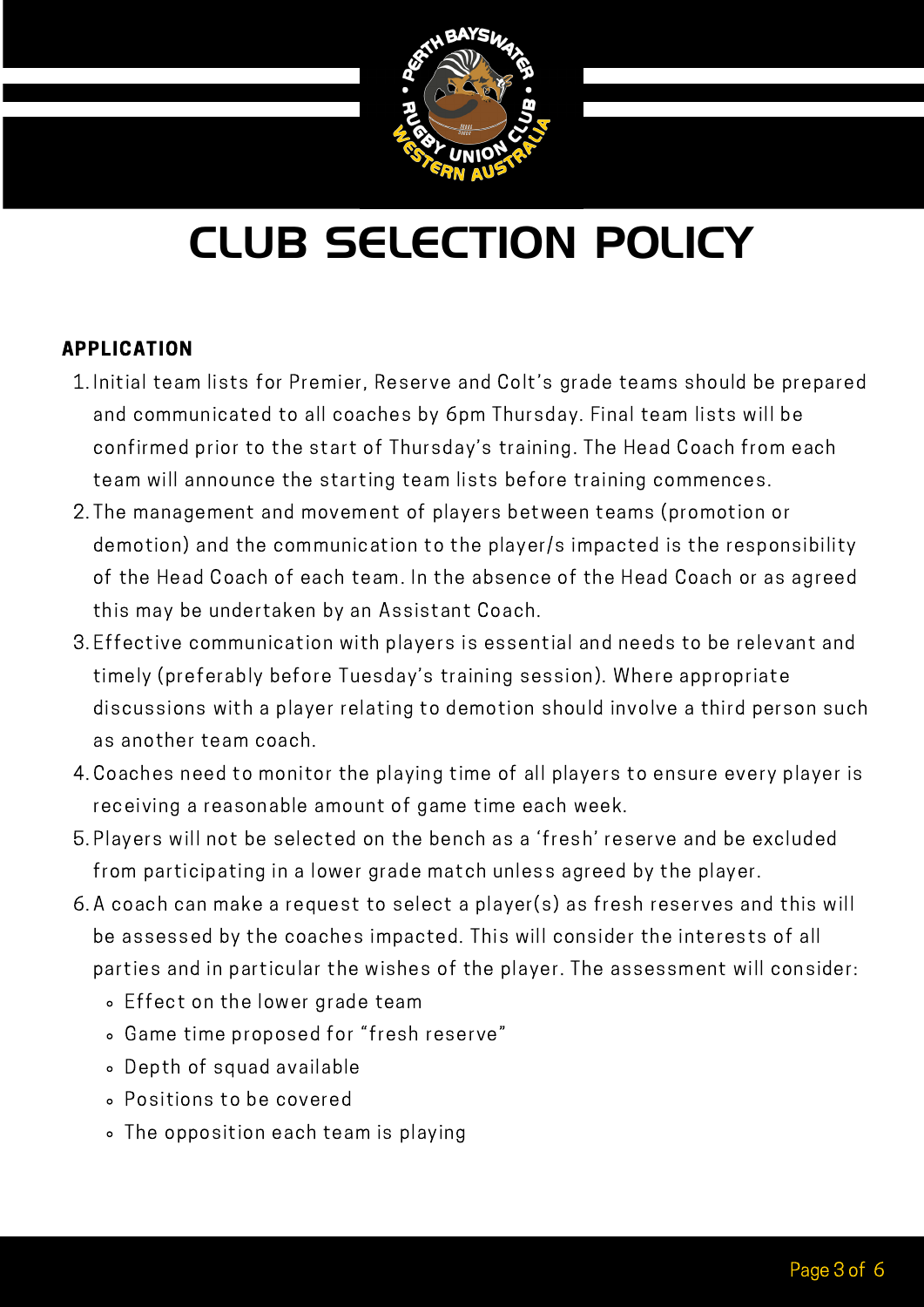# CLUB SELECTION POLICY

## APPLICATION

1. Initial team lists for Premier, Reserve and Colt's grade teams should be prepared and communicated to all coaches by 6pm Thursday. Final team lists will be confirmed prior to the start of Thursday's training. The Head Coach from each team will announce the starting team lists before training commences.
2. The management and movement of players between teams (promotion or demotion) and the communication to the player/s impacted is the responsibility of the Head Coach of each team. In the absence of the Head Coach or as agreed this may be undertaken by an Assistant Coach.
3. Effective communication with players is essential and needs to be relevant and timely (preferably before Tuesday's training session). Where appropriate discussions with a player relating to demotion should involve a third person such as another team coach.
4. Coaches need to monitor the playing time of all players to ensure every player is receiving a reasonable amount of game time each week.
5. Players will not be selected on the bench as a 'fresh' reserve and be excluded from participating in a lower grade match unless agreed by the player.
6. A coach can make a request to select a player(s) as fresh reserves and this will be assessed by the coaches impacted. This will consider the interests of all parties and in particular the wishes of the player. The assessment will consider:
   - Effect on the lower grade team
   - Game time proposed for "fresh reserve"
   - Depth of squad available
   - Positions to be covered
   - The opposition each team is playing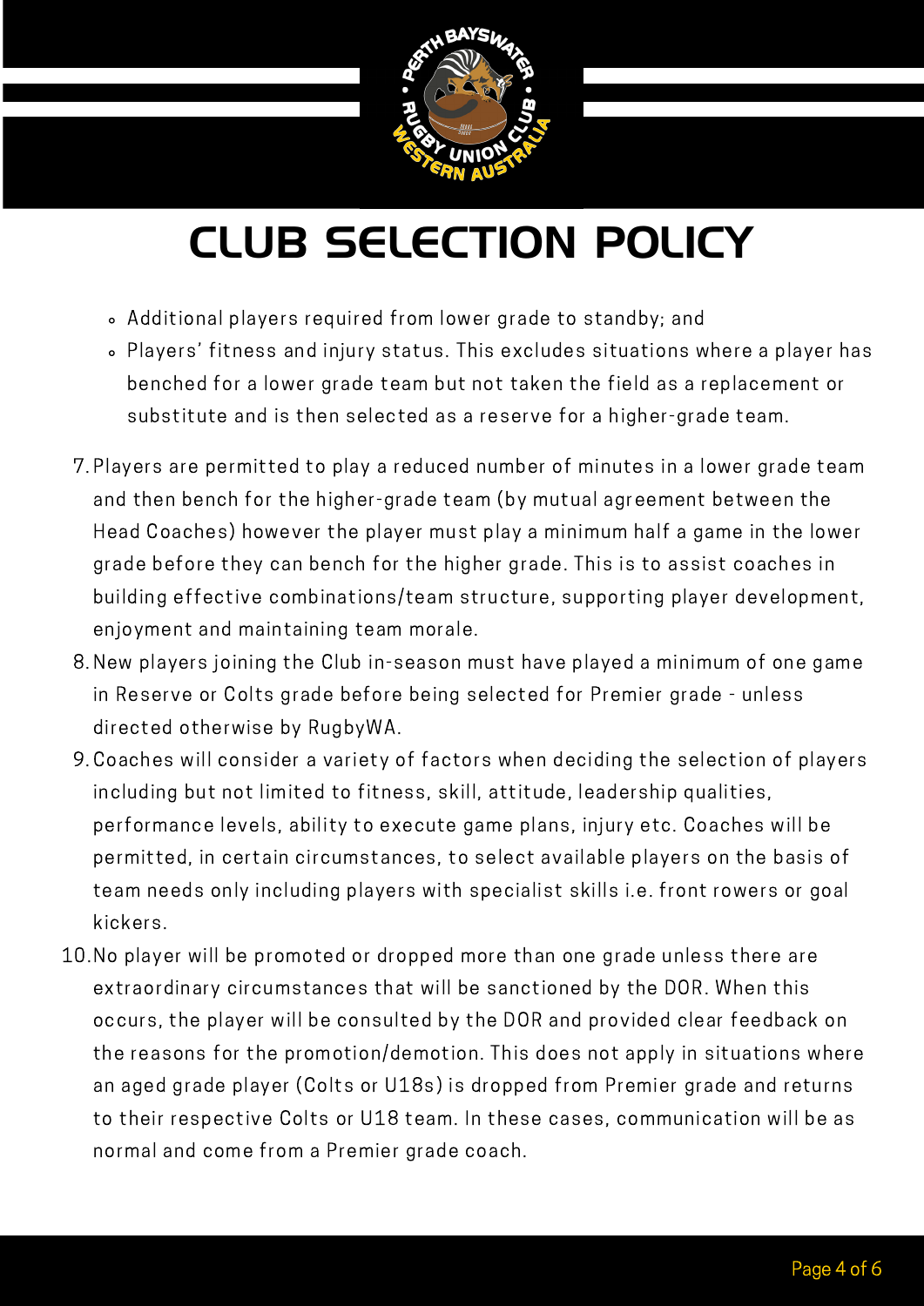# CLUB SELECTION POLICY

- Additional players required from lower grade to standby; and
- Players' fitness and injury status. This excludes situations where a player has benched for a lower grade team but not taken the field as a replacement or substitute and is then selected as a reserve for a higher-grade team.

7. Players are permitted to play a reduced number of minutes in a lower grade team and then bench for the higher-grade team (by mutual agreement between the Head Coaches) however the player must play a minimum half a game in the lower grade before they can bench for the higher grade. This is to assist coaches in building effective combinations/team structure, supporting player development, enjoyment and maintaining team morale.
8. New players joining the Club in-season must have played a minimum of one game in Reserve or Colts grade before being selected for Premier grade - unless directed otherwise by RugbyWA.
9. Coaches will consider a variety of factors when deciding the selection of players including but not limited to fitness, skill, attitude, leadership qualities, performance levels, ability to execute game plans, injury etc. Coaches will be permitted, in certain circumstances, to select available players on the basis of team needs only including players with specialist skills i.e. front rowers or goal kickers.
10. No player will be promoted or dropped more than one grade unless there are extraordinary circumstances that will be sanctioned by the DOR. When this occurs, the player will be consulted by the DOR and provided clear feedback on the reasons for the promotion/demotion. This does not apply in situations where an aged grade player (Colts or U18s) is dropped from Premier grade and returns to their respective Colts or U18 team. In these cases, communication will be as normal and come from a Premier grade coach.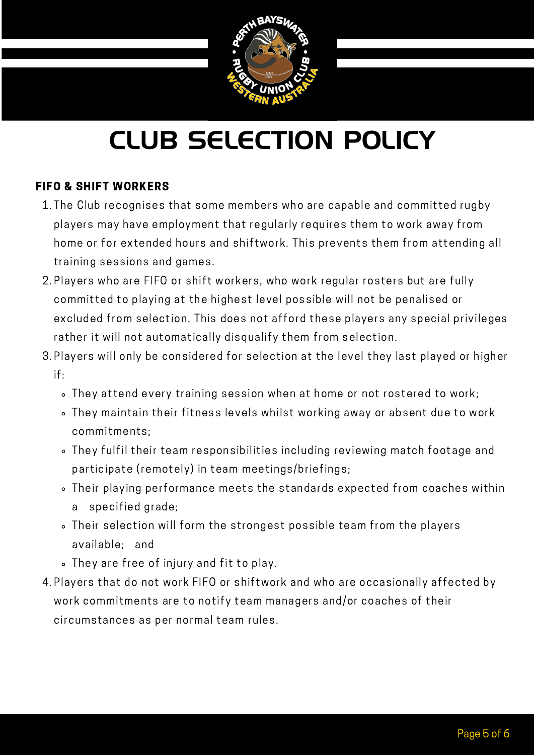# CLUB SELECTION POLICY

**FIFO & SHIFT WORKERS**

1. The Club recognises that some members who are capable and committed rugby players may have employment that regularly requires them to work away from home or for extended hours and shiftwork. This prevents them from attending all training sessions and games.
2. Players who are FIFO or shift workers, who work regular rosters but are fully committed to playing at the highest level possible will not be penalised or excluded from selection. This does not afford these players any special privileges rather it will not automatically disqualify them from selection.
3. Players will only be considered for selection at the level they last played or higher if:
   - They attend every training session when at home or not rostered to work;
   - They maintain their fitness levels whilst working away or absent due to work commitments;
   - They fulfil their team responsibilities including reviewing match footage and participate (remotely) in team meetings/briefings;
   - Their playing performance meets the standards expected from coaches within a specified grade;
   - Their selection will form the strongest possible team from the players available; and
   - They are free of injury and fit to play.
4. Players that do not work FIFO or shiftwork and who are occasionally affected by work commitments are to notify team managers and/or coaches of their circumstances as per normal team rules.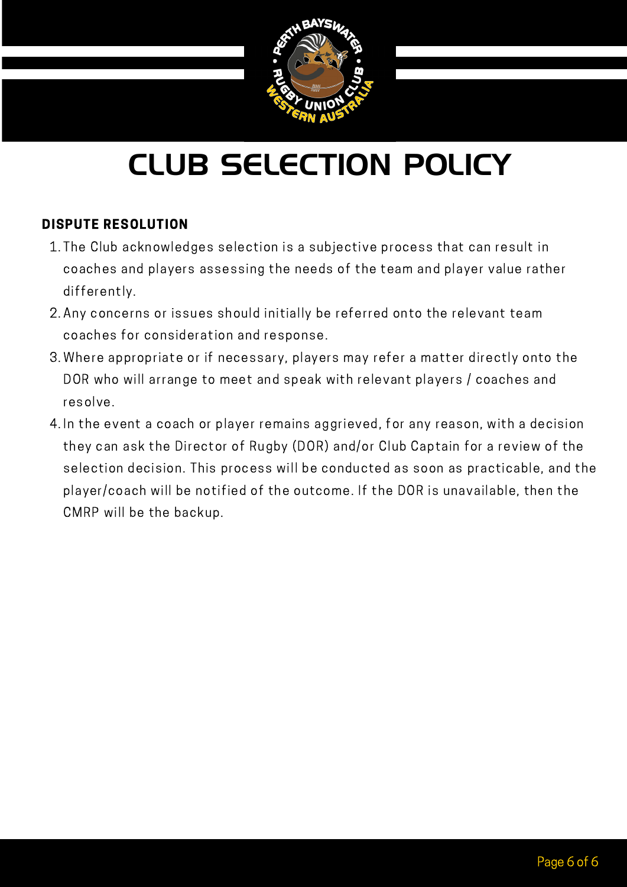# CLUB SELECTION POLICY

## DISPUTE RESOLUTION

1. The Club acknowledges selection is a subjective process that can result in coaches and players assessing the needs of the team and player value rather differently.
2. Any concerns or issues should initially be referred onto the relevant team coaches for consideration and response.
3. Where appropriate or if necessary, players may refer a matter directly onto the DOR who will arrange to meet and speak with relevant players / coaches and resolve.
4. In the event a coach or player remains aggrieved, for any reason, with a decision they can ask the Director of Rugby (DOR) and/or Club Captain for a review of the selection decision. This process will be conducted as soon as practicable, and the player/coach will be notified of the outcome. If the DOR is unavailable, then the CMRP will be the backup.